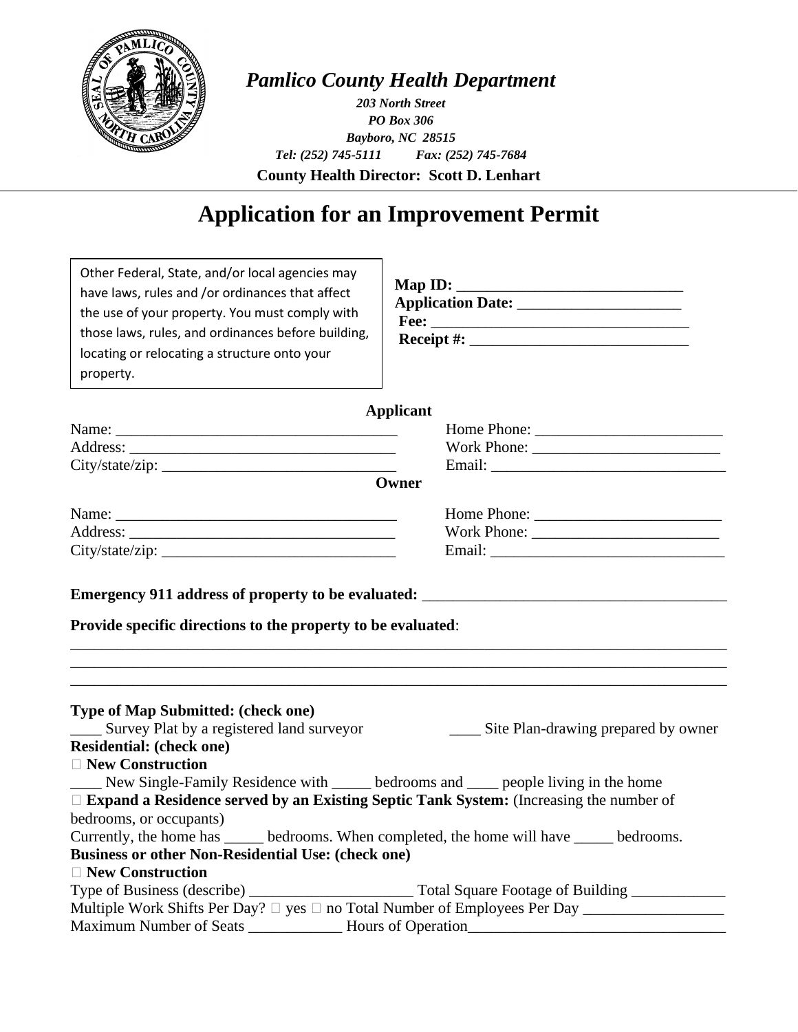*Pamlico County Health Department*

***203 North Street***
***PO Box 306***
***Bayboro, NC 28515***
***Tel: (252) 745-5111    Fax: (252) 745-7684***

**County Health Director: Scott D. Lenhart**

# Application for an Improvement Permit

Other Federal, State, and/or local agencies may have laws, rules and /or ordinances that affect the use of your property. You must comply with those laws, rules, and ordinances before building, locating or relocating a structure onto your property.

**Map ID:** ______________________________
**Application Date:** _____________________
**Fee:** _________________________________
**Receipt #:** ____________________________

**Applicant**

Name: ____________________________________    Home Phone: ________________________
Address: __________________________________    Work Phone: ________________________
City/state/zip: _____________________________    Email: _____________________________

**Owner**

Name: ____________________________________    Home Phone: ________________________
Address: __________________________________    Work Phone: ________________________
City/state/zip: _____________________________    Email: _____________________________

**Emergency 911 address of property to be evaluated:** ________________________________________

**Provide specific directions to the property to be evaluated**:

_____________________________________________________________________________________
_____________________________________________________________________________________
_____________________________________________________________________________________

**Type of Map Submitted: (check one)**
____ Survey Plat by a registered land surveyor    ____ Site Plan-drawing prepared by owner

**Residential: (check one)**
☐ **New Construction**
____ New Single-Family Residence with _____ bedrooms and ____ people living in the home
☐ **Expand a Residence served by an Existing Septic Tank System:** (Increasing the number of bedrooms, or occupants)
Currently, the home has _____ bedrooms. When completed, the home will have _____ bedrooms.

**Business or other Non-Residential Use: (check one)**
☐ **New Construction**
Type of Business (describe) _____________________ Total Square Footage of Building ____________
Multiple Work Shifts Per Day? ☐ yes ☐ no Total Number of Employees Per Day __________________
Maximum Number of Seats ____________ Hours of Operation________________________________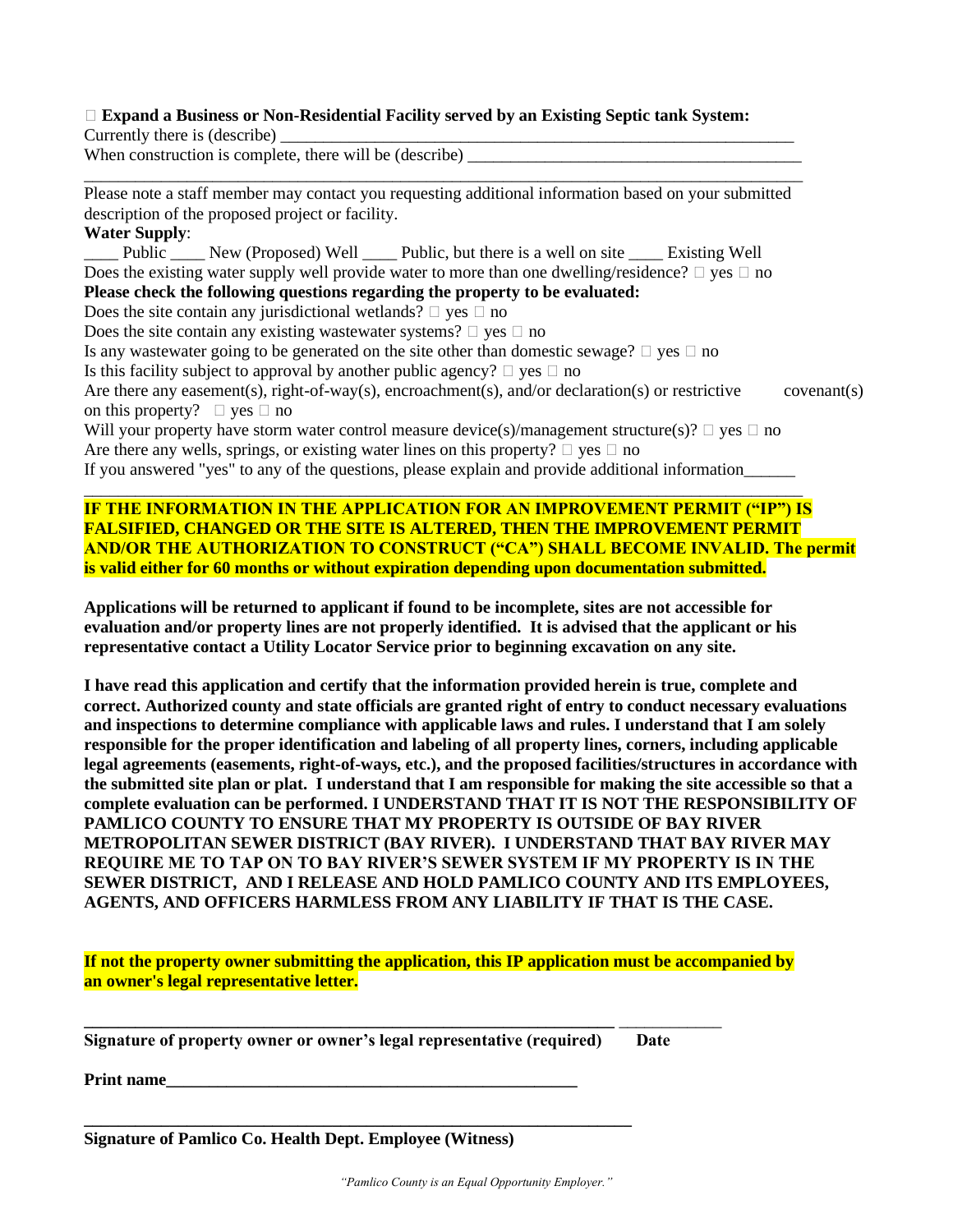□ **Expand a Business or Non-Residential Facility served by an Existing Septic tank System:**

Currently there is (describe) ___________________________________________________________

When construction is complete, there will be (describe) ________________________________________

___________________________________________________________________________________

Please note a staff member may contact you requesting additional information based on your submitted description of the proposed project or facility.

**Water Supply**:

____ Public ____ New (Proposed) Well ____ Public, but there is a well on site ____ Existing Well

Does the existing water supply well provide water to more than one dwelling/residence? □ yes □ no

**Please check the following questions regarding the property to be evaluated:**

Does the site contain any jurisdictional wetlands? □ yes □ no

Does the site contain any existing wastewater systems? □ yes □ no

Is any wastewater going to be generated on the site other than domestic sewage? □ yes □ no

Is this facility subject to approval by another public agency? □ yes □ no

Are there any easement(s), right-of-way(s), encroachment(s), and/or declaration(s) or restrictive covenant(s) on this property? □ yes □ no

Will your property have storm water control measure device(s)/management structure(s)? □ yes □ no

Are there any wells, springs, or existing water lines on this property? □ yes □ no

If you answered "yes" to any of the questions, please explain and provide additional information______

___________________________________________________________________________________

**IF THE INFORMATION IN THE APPLICATION FOR AN IMPROVEMENT PERMIT ("IP") IS FALSIFIED, CHANGED OR THE SITE IS ALTERED, THEN THE IMPROVEMENT PERMIT AND/OR THE AUTHORIZATION TO CONSTRUCT ("CA") SHALL BECOME INVALID. The permit is valid either for 60 months or without expiration depending upon documentation submitted.**

**Applications will be returned to applicant if found to be incomplete, sites are not accessible for evaluation and/or property lines are not properly identified. It is advised that the applicant or his representative contact a Utility Locator Service prior to beginning excavation on any site.**

**I have read this application and certify that the information provided herein is true, complete and correct. Authorized county and state officials are granted right of entry to conduct necessary evaluations and inspections to determine compliance with applicable laws and rules. I understand that I am solely responsible for the proper identification and labeling of all property lines, corners, including applicable legal agreements (easements, right-of-ways, etc.), and the proposed facilities/structures in accordance with the submitted site plan or plat. I understand that I am responsible for making the site accessible so that a complete evaluation can be performed. I UNDERSTAND THAT IT IS NOT THE RESPONSIBILITY OF PAMLICO COUNTY TO ENSURE THAT MY PROPERTY IS OUTSIDE OF BAY RIVER METROPOLITAN SEWER DISTRICT (BAY RIVER). I UNDERSTAND THAT BAY RIVER MAY REQUIRE ME TO TAP ON TO BAY RIVER'S SEWER SYSTEM IF MY PROPERTY IS IN THE SEWER DISTRICT, AND I RELEASE AND HOLD PAMLICO COUNTY AND ITS EMPLOYEES, AGENTS, AND OFFICERS HARMLESS FROM ANY LIABILITY IF THAT IS THE CASE.**

**If not the property owner submitting the application, this IP application must be accompanied by an owner's legal representative letter.**

_________________________________________________________________ ____________

**Signature of property owner or owner's legal representative (required) Date**

**Print name**__________________________________________________

_________________________________________________________________

**Signature of Pamlico Co. Health Dept. Employee (Witness)**

*"Pamlico County is an Equal Opportunity Employer."*